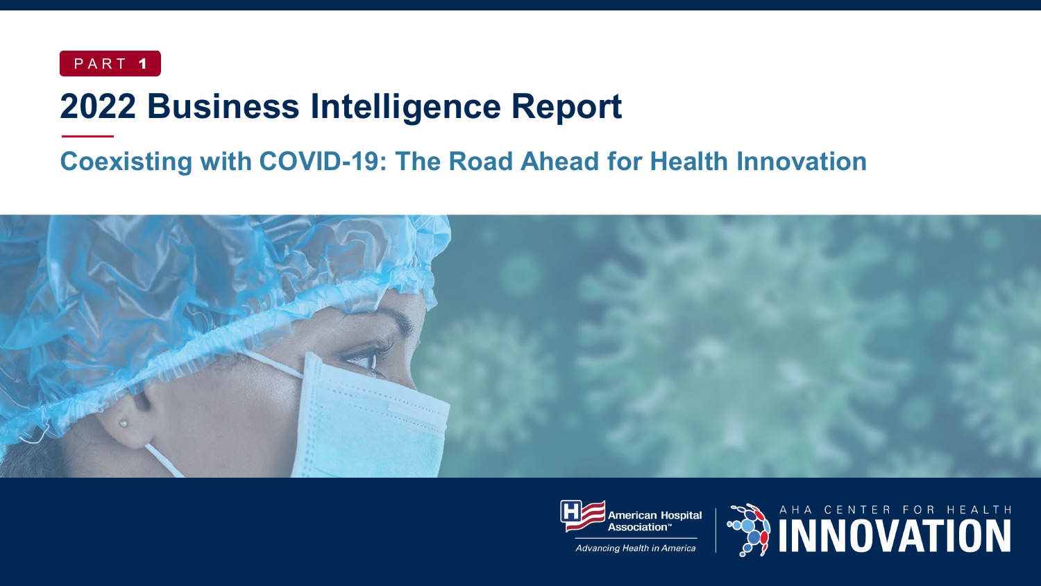PART 1

# 2022 Business Intelligence Report

## Coexisting with COVID-19: The Road Ahead for Health Innovation

American Hospital Association™

*Advancing Health in America*

AHA CENTER FOR HEALTH INNOVATION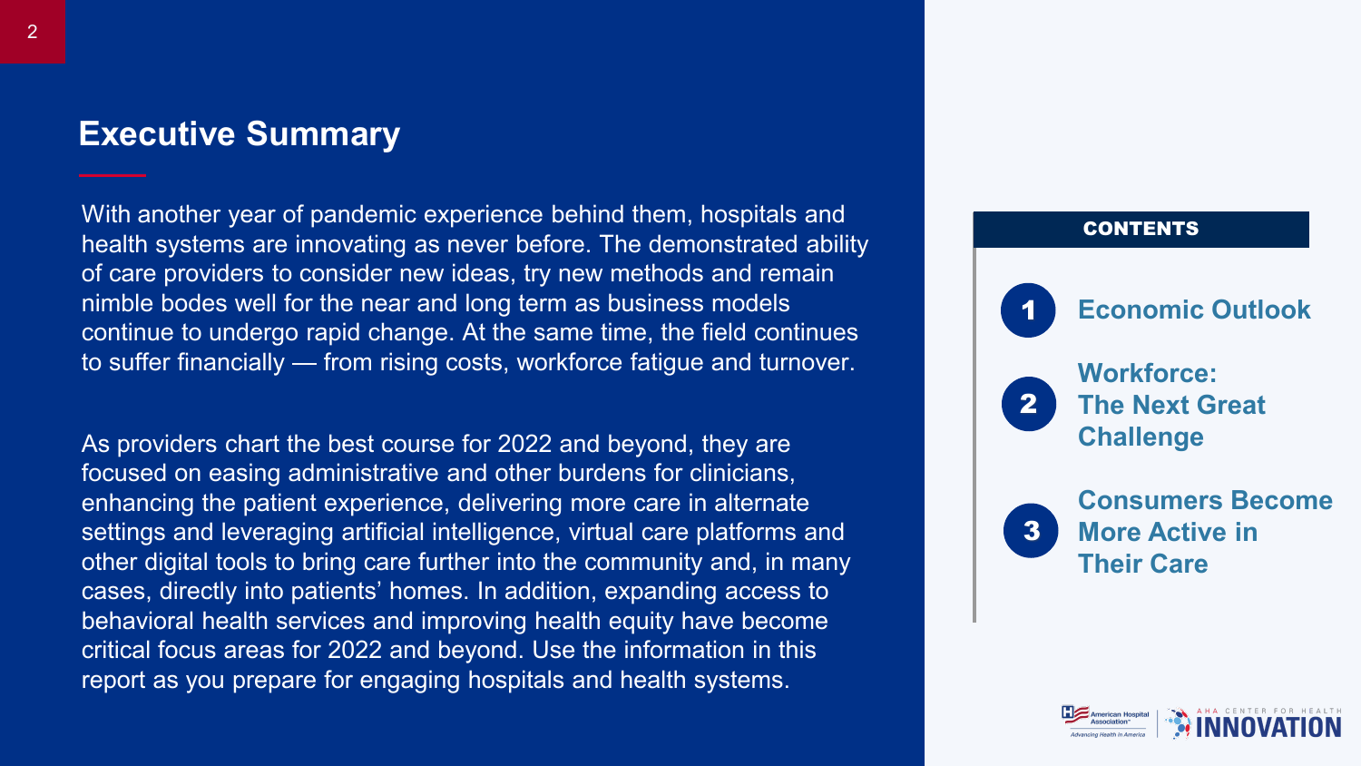## Executive Summary

With another year of pandemic experience behind them, hospitals and health systems are innovating as never before. The demonstrated ability of care providers to consider new ideas, try new methods and remain nimble bodes well for the near and long term as business models continue to undergo rapid change. At the same time, the field continues to suffer financially — from rising costs, workforce fatigue and turnover.

As providers chart the best course for 2022 and beyond, they are focused on easing administrative and other burdens for clinicians, enhancing the patient experience, delivering more care in alternate settings and leveraging artificial intelligence, virtual care platforms and other digital tools to bring care further into the community and, in many cases, directly into patients' homes. In addition, expanding access to behavioral health services and improving health equity have become critical focus areas for 2022 and beyond. Use the information in this report as you prepare for engaging hospitals and health systems.

**CONTENTS**

1. Economic Outlook
2. Workforce: The Next Great Challenge
3. Consumers Become More Active in Their Care

American Hospital Association
Advancing Health in America

AHA CENTER FOR HEALTH INNOVATION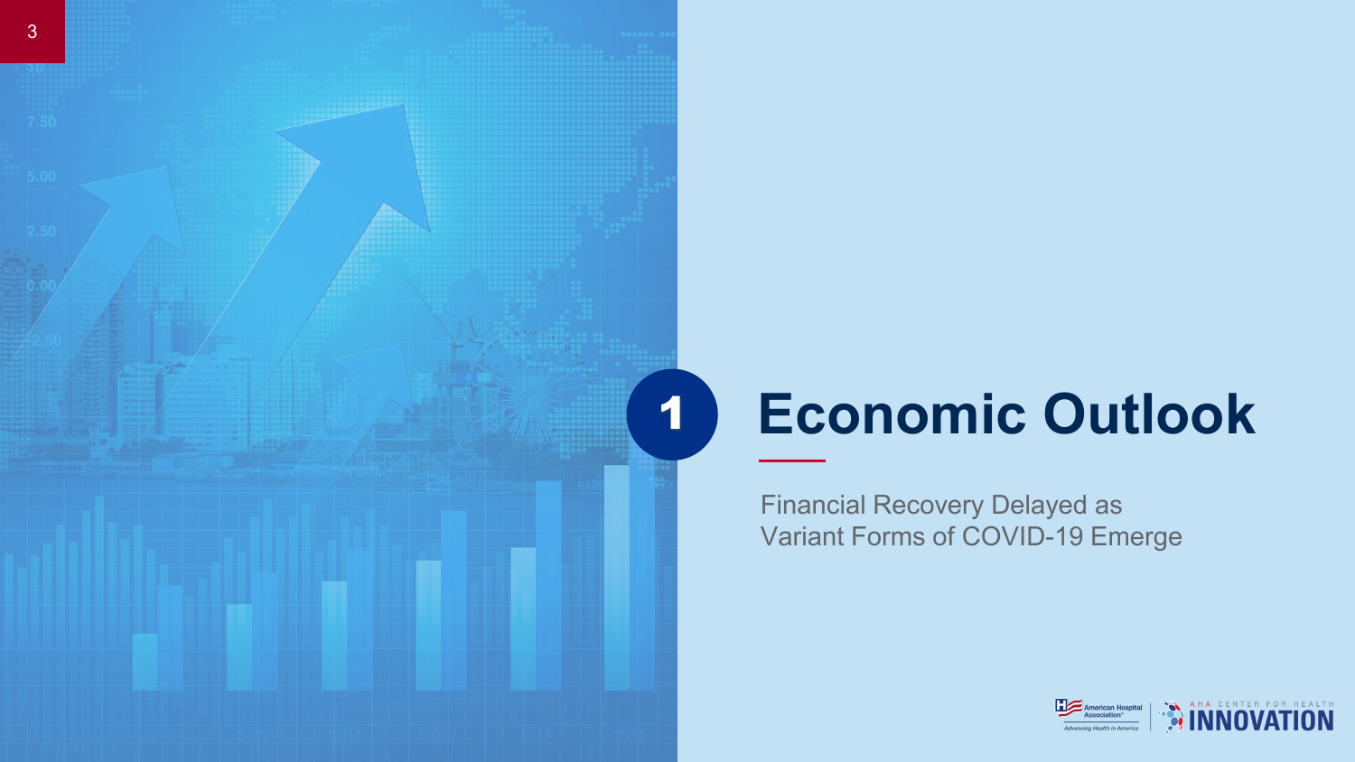# 1 Economic Outlook

Financial Recovery Delayed as Variant Forms of COVID-19 Emerge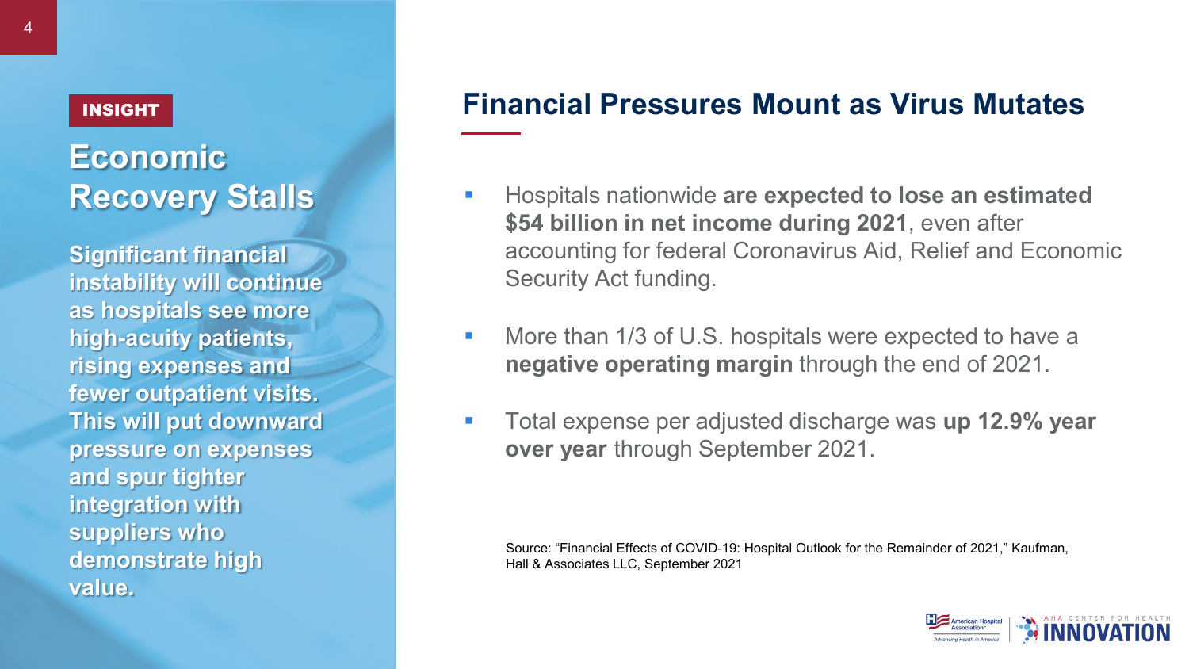INSIGHT

## Economic Recovery Stalls

**Significant financial instability will continue as hospitals see more high-acuity patients, rising expenses and fewer outpatient visits. This will put downward pressure on expenses and spur tighter integration with suppliers who demonstrate high value.**

## Financial Pressures Mount as Virus Mutates

- Hospitals nationwide **are expected to lose an estimated $54 billion in net income during 2021**, even after accounting for federal Coronavirus Aid, Relief and Economic Security Act funding.
- More than 1/3 of U.S. hospitals were expected to have a **negative operating margin** through the end of 2021.
- Total expense per adjusted discharge was **up 12.9% year over year** through September 2021.

Source: "Financial Effects of COVID-19: Hospital Outlook for the Remainder of 2021," Kaufman, Hall & Associates LLC, September 2021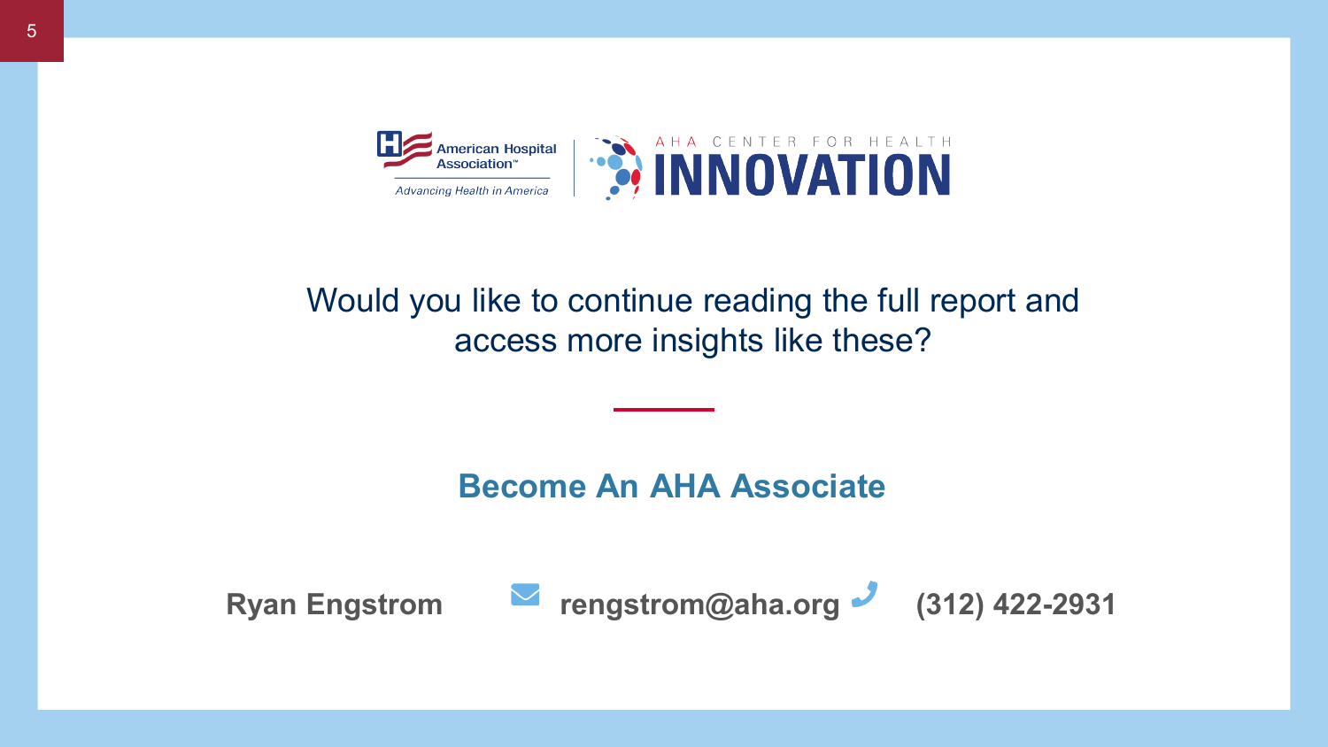American Hospital Association™

*Advancing Health in America*

AHA CENTER FOR HEALTH **INNOVATION**

Would you like to continue reading the full report and access more insights like these?

## Become An AHA Associate

**Ryan Engstrom** **rengstrom@aha.org** **(312) 422-2931**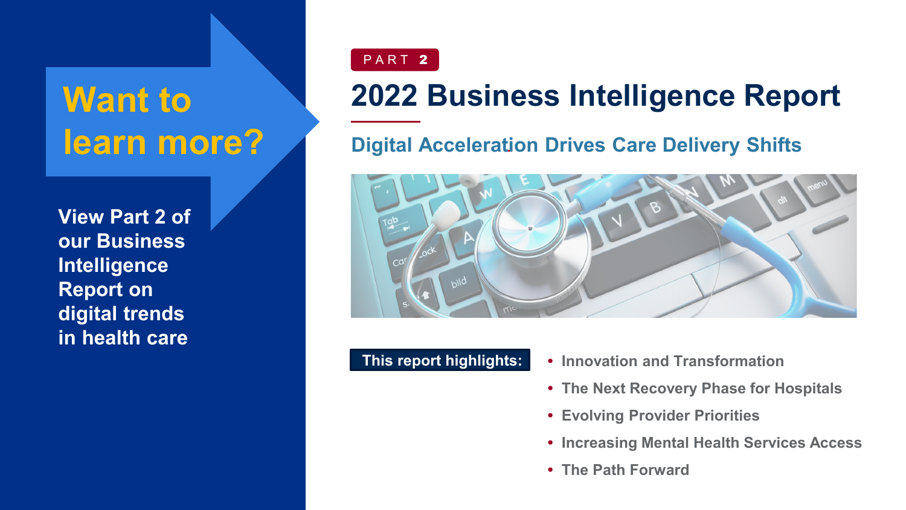# Want to learn more?

**View Part 2 of our Business Intelligence Report on digital trends in health care**

PART 2

## 2022 Business Intelligence Report

### Digital Acceleration Drives Care Delivery Shifts

**This report highlights:**

- Innovation and Transformation
- The Next Recovery Phase for Hospitals
- Evolving Provider Priorities
- Increasing Mental Health Services Access
- The Path Forward